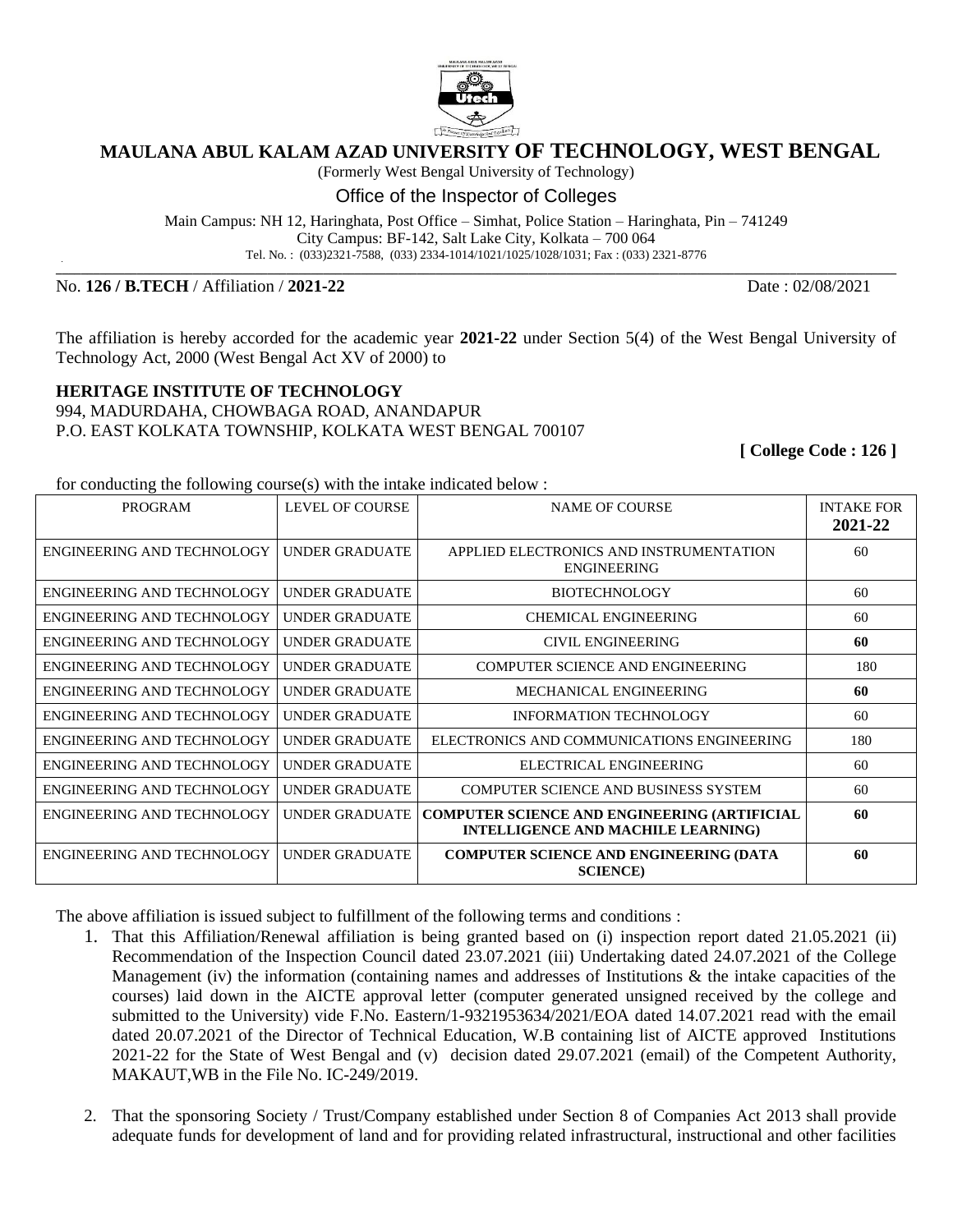# MAULANA ABUL KALAM AZAD UNIVERSITY OF TECHNOLOGY, WEST BENGAL

(Formerly West Bengal University of Technology)

## Office of the Inspector of Colleges

Main Campus: NH 12, Haringhata, Post Office – Simhat, Police Station – Haringhata, Pin – 741249
City Campus: BF-142, Salt Lake City, Kolkata – 700 064
Tel. No. : (033)2321-7588, (033) 2334-1014/1021/1025/1028/1031; Fax : (033) 2321-8776

No. **126 / B.TECH** / Affiliation / **2021-22** Date : 02/08/2021

The affiliation is hereby accorded for the academic year **2021-22** under Section 5(4) of the West Bengal University of Technology Act, 2000 (West Bengal Act XV of 2000) to

**HERITAGE INSTITUTE OF TECHNOLOGY**
994, MADURDAHA, CHOWBAGA ROAD, ANANDAPUR
P.O. EAST KOLKATA TOWNSHIP, KOLKATA WEST BENGAL 700107

**[ College Code : 126 ]**

for conducting the following course(s) with the intake indicated below :

| PROGRAM | LEVEL OF COURSE | NAME OF COURSE | INTAKE FOR **2021-22** |
|---|---|---|---|
| ENGINEERING AND TECHNOLOGY | UNDER GRADUATE | APPLIED ELECTRONICS AND INSTRUMENTATION ENGINEERING | 60 |
| ENGINEERING AND TECHNOLOGY | UNDER GRADUATE | BIOTECHNOLOGY | 60 |
| ENGINEERING AND TECHNOLOGY | UNDER GRADUATE | CHEMICAL ENGINEERING | 60 |
| ENGINEERING AND TECHNOLOGY | UNDER GRADUATE | CIVIL ENGINEERING | **60** |
| ENGINEERING AND TECHNOLOGY | UNDER GRADUATE | COMPUTER SCIENCE AND ENGINEERING | 180 |
| ENGINEERING AND TECHNOLOGY | UNDER GRADUATE | MECHANICAL ENGINEERING | **60** |
| ENGINEERING AND TECHNOLOGY | UNDER GRADUATE | INFORMATION TECHNOLOGY | 60 |
| ENGINEERING AND TECHNOLOGY | UNDER GRADUATE | ELECTRONICS AND COMMUNICATIONS ENGINEERING | 180 |
| ENGINEERING AND TECHNOLOGY | UNDER GRADUATE | ELECTRICAL ENGINEERING | 60 |
| ENGINEERING AND TECHNOLOGY | UNDER GRADUATE | COMPUTER SCIENCE AND BUSINESS SYSTEM | 60 |
| ENGINEERING AND TECHNOLOGY | UNDER GRADUATE | **COMPUTER SCIENCE AND ENGINEERING (ARTIFICIAL INTELLIGENCE AND MACHILE LEARNING)** | **60** |
| ENGINEERING AND TECHNOLOGY | UNDER GRADUATE | **COMPUTER SCIENCE AND ENGINEERING (DATA SCIENCE)** | **60** |

The above affiliation is issued subject to fulfillment of the following terms and conditions :

1. That this Affiliation/Renewal affiliation is being granted based on (i) inspection report dated 21.05.2021 (ii) Recommendation of the Inspection Council dated 23.07.2021 (iii) Undertaking dated 24.07.2021 of the College Management (iv) the information (containing names and addresses of Institutions & the intake capacities of the courses) laid down in the AICTE approval letter (computer generated unsigned received by the college and submitted to the University) vide F.No. Eastern/1-9321953634/2021/EOA dated 14.07.2021 read with the email dated 20.07.2021 of the Director of Technical Education, W.B containing list of AICTE approved Institutions 2021-22 for the State of West Bengal and (v) decision dated 29.07.2021 (email) of the Competent Authority, MAKAUT,WB in the File No. IC-249/2019.

2. That the sponsoring Society / Trust/Company established under Section 8 of Companies Act 2013 shall provide adequate funds for development of land and for providing related infrastructural, instructional and other facilities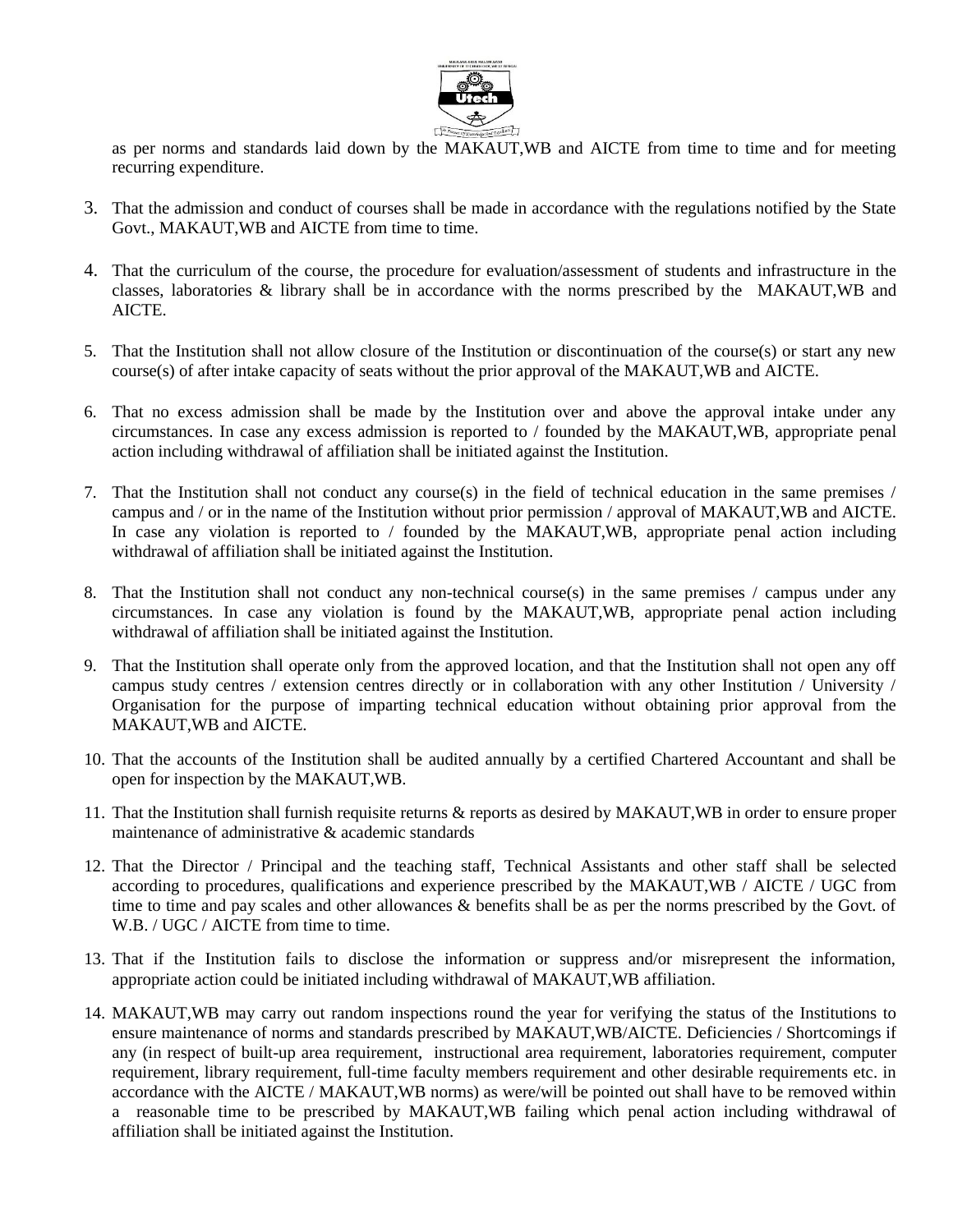as per norms and standards laid down by the MAKAUT,WB and AICTE from time to time and for meeting recurring expenditure.

3. That the admission and conduct of courses shall be made in accordance with the regulations notified by the State Govt., MAKAUT,WB and AICTE from time to time.

4. That the curriculum of the course, the procedure for evaluation/assessment of students and infrastructure in the classes, laboratories & library shall be in accordance with the norms prescribed by the MAKAUT,WB and AICTE.

5. That the Institution shall not allow closure of the Institution or discontinuation of the course(s) or start any new course(s) of after intake capacity of seats without the prior approval of the MAKAUT,WB and AICTE.

6. That no excess admission shall be made by the Institution over and above the approval intake under any circumstances. In case any excess admission is reported to / founded by the MAKAUT,WB, appropriate penal action including withdrawal of affiliation shall be initiated against the Institution.

7. That the Institution shall not conduct any course(s) in the field of technical education in the same premises / campus and / or in the name of the Institution without prior permission / approval of MAKAUT,WB and AICTE. In case any violation is reported to / founded by the MAKAUT,WB, appropriate penal action including withdrawal of affiliation shall be initiated against the Institution.

8. That the Institution shall not conduct any non-technical course(s) in the same premises / campus under any circumstances. In case any violation is found by the MAKAUT,WB, appropriate penal action including withdrawal of affiliation shall be initiated against the Institution.

9. That the Institution shall operate only from the approved location, and that the Institution shall not open any off campus study centres / extension centres directly or in collaboration with any other Institution / University / Organisation for the purpose of imparting technical education without obtaining prior approval from the MAKAUT,WB and AICTE.

10. That the accounts of the Institution shall be audited annually by a certified Chartered Accountant and shall be open for inspection by the MAKAUT,WB.

11. That the Institution shall furnish requisite returns & reports as desired by MAKAUT,WB in order to ensure proper maintenance of administrative & academic standards

12. That the Director / Principal and the teaching staff, Technical Assistants and other staff shall be selected according to procedures, qualifications and experience prescribed by the MAKAUT,WB / AICTE / UGC from time to time and pay scales and other allowances & benefits shall be as per the norms prescribed by the Govt. of W.B. / UGC / AICTE from time to time.

13. That if the Institution fails to disclose the information or suppress and/or misrepresent the information, appropriate action could be initiated including withdrawal of MAKAUT,WB affiliation.

14. MAKAUT,WB may carry out random inspections round the year for verifying the status of the Institutions to ensure maintenance of norms and standards prescribed by MAKAUT,WB/AICTE. Deficiencies / Shortcomings if any (in respect of built-up area requirement, instructional area requirement, laboratories requirement, computer requirement, library requirement, full-time faculty members requirement and other desirable requirements etc. in accordance with the AICTE / MAKAUT,WB norms) as were/will be pointed out shall have to be removed within a reasonable time to be prescribed by MAKAUT,WB failing which penal action including withdrawal of affiliation shall be initiated against the Institution.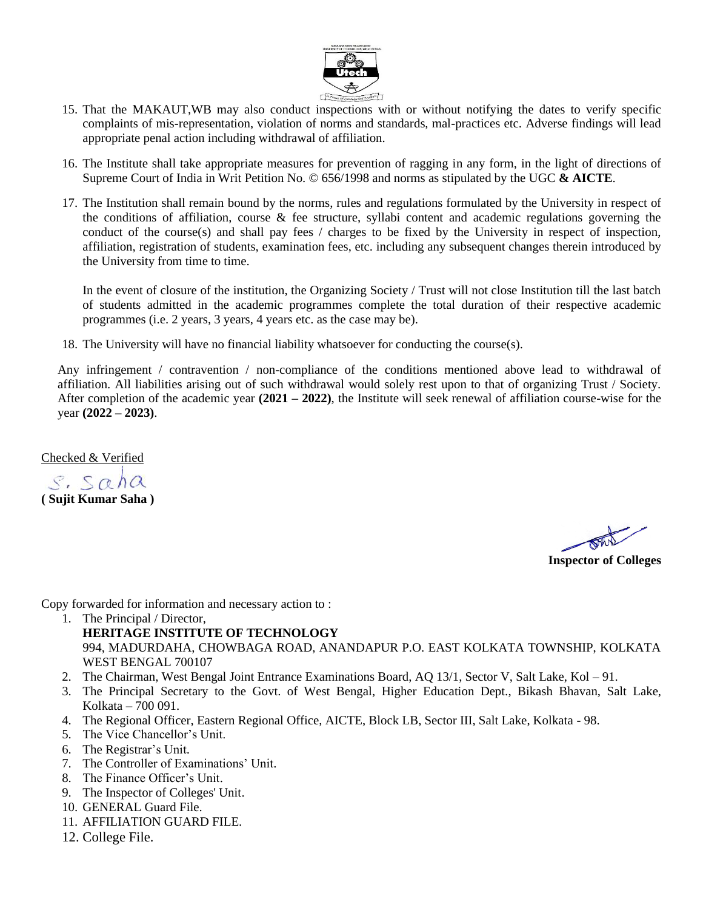15. That the MAKAUT,WB may also conduct inspections with or without notifying the dates to verify specific complaints of mis-representation, violation of norms and standards, mal-practices etc. Adverse findings will lead appropriate penal action including withdrawal of affiliation.

16. The Institute shall take appropriate measures for prevention of ragging in any form, in the light of directions of Supreme Court of India in Writ Petition No. © 656/1998 and norms as stipulated by the UGC **& AICTE**.

17. The Institution shall remain bound by the norms, rules and regulations formulated by the University in respect of the conditions of affiliation, course & fee structure, syllabi content and academic regulations governing the conduct of the course(s) and shall pay fees / charges to be fixed by the University in respect of inspection, affiliation, registration of students, examination fees, etc. including any subsequent changes therein introduced by the University from time to time.

    In the event of closure of the institution, the Organizing Society / Trust will not close Institution till the last batch of students admitted in the academic programmes complete the total duration of their respective academic programmes (i.e. 2 years, 3 years, 4 years etc. as the case may be).

18. The University will have no financial liability whatsoever for conducting the course(s).

Any infringement / contravention / non-compliance of the conditions mentioned above lead to withdrawal of affiliation. All liabilities arising out of such withdrawal would solely rest upon to that of organizing Trust / Society. After completion of the academic year **(2021 – 2022)**, the Institute will seek renewal of affiliation course-wise for the year **(2022 – 2023)**.

Checked & Verified

S. Saha
**( Sujit Kumar Saha )**

**Inspector of Colleges**

Copy forwarded for information and necessary action to :

1. The Principal / Director,
   **HERITAGE INSTITUTE OF TECHNOLOGY**
   994, MADURDAHA, CHOWBAGA ROAD, ANANDAPUR P.O. EAST KOLKATA TOWNSHIP, KOLKATA WEST BENGAL 700107
2. The Chairman, West Bengal Joint Entrance Examinations Board, AQ 13/1, Sector V, Salt Lake, Kol – 91.
3. The Principal Secretary to the Govt. of West Bengal, Higher Education Dept., Bikash Bhavan, Salt Lake, Kolkata – 700 091.
4. The Regional Officer, Eastern Regional Office, AICTE, Block LB, Sector III, Salt Lake, Kolkata - 98.
5. The Vice Chancellor's Unit.
6. The Registrar's Unit.
7. The Controller of Examinations' Unit.
8. The Finance Officer's Unit.
9. The Inspector of Colleges' Unit.
10. GENERAL Guard File.
11. AFFILIATION GUARD FILE.
12. College File.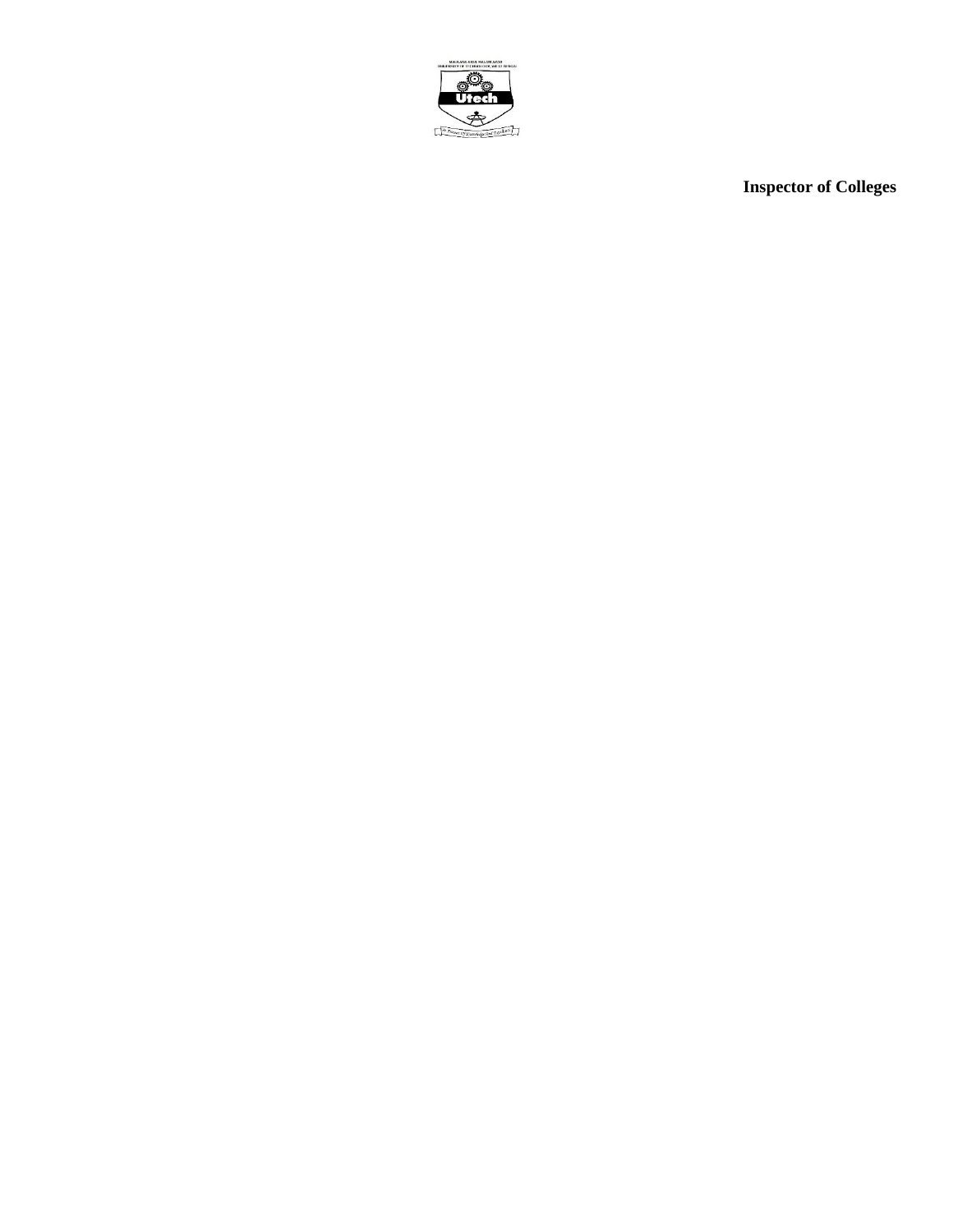**Inspector of Colleges**